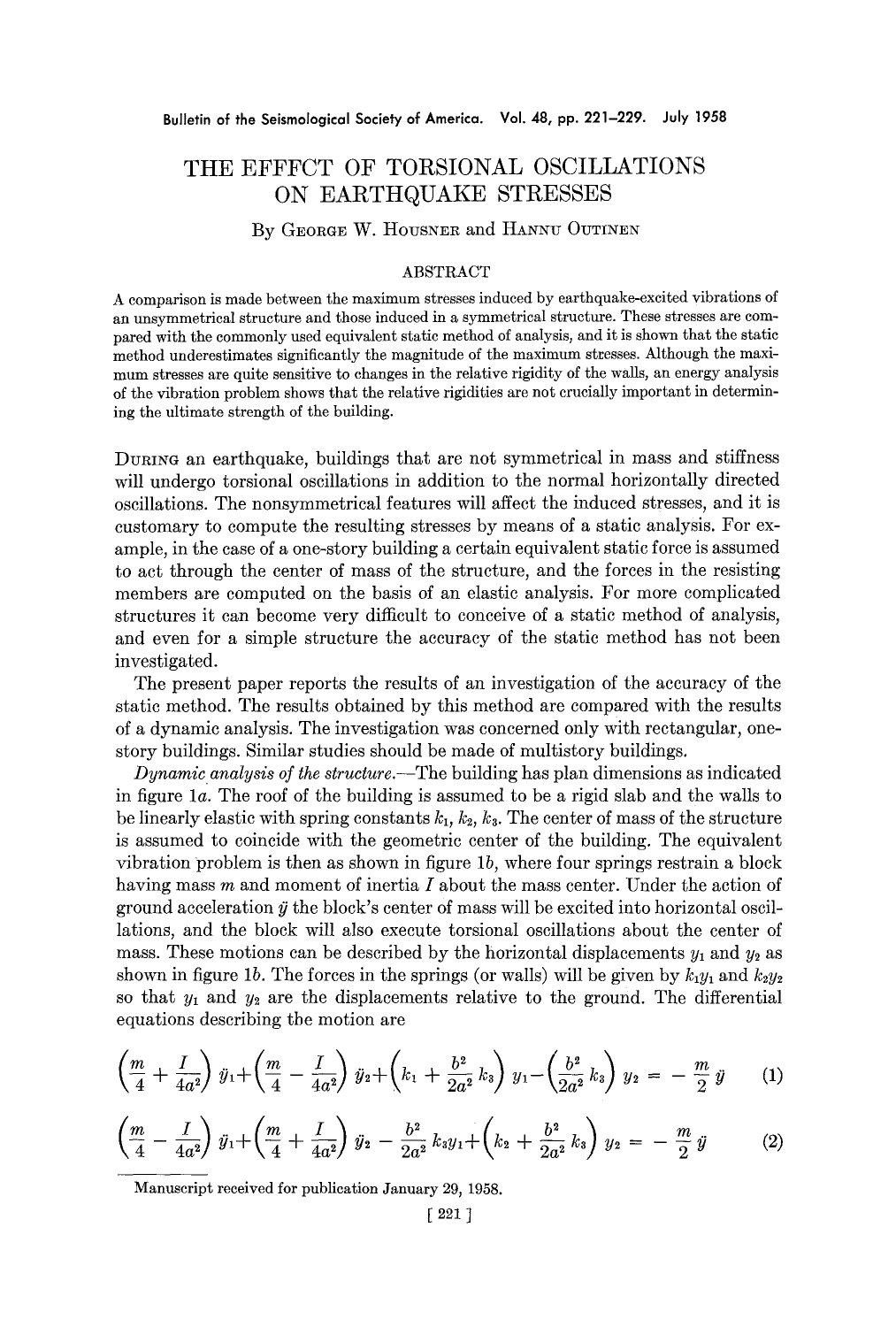# THE EFFFCT OF TORSIONAL OSCILLATIONS ON EARTHQUAKE STRESSES

By George W. Housner and Hannu Outinen

## ABSTRACT

A comparison is made between the maximum stresses induced by earthquake-excited vibrations of an unsymmetrical structure and those induced in a symmetrical structure. These stresses are compared with the commonly used equivalent static method of analysis, and it is shown that the static method underestimates significantly the magnitude of the maximum stresses. Although the maximum stresses are quite sensitive to changes in the relative rigidity of the walls, an energy analysis of the vibration problem shows that the relative rigidities are not crucially important in determining the ultimate strength of the building.

During an earthquake, buildings that are not symmetrical in mass and stiffness will undergo torsional oscillations in addition to the normal horizontally directed oscillations. The nonsymmetrical features will affect the induced stresses, and it is customary to compute the resulting stresses by means of a static analysis. For example, in the case of a one-story building a certain equivalent static force is assumed to act through the center of mass of the structure, and the forces in the resisting members are computed on the basis of an elastic analysis. For more complicated structures it can become very difficult to conceive of a static method of analysis, and even for a simple structure the accuracy of the static method has not been investigated.

The present paper reports the results of an investigation of the accuracy of the static method. The results obtained by this method are compared with the results of a dynamic analysis. The investigation was concerned only with rectangular, one-story buildings. Similar studies should be made of multistory buildings.

*Dynamic analysis of the structure.*—The building has plan dimensions as indicated in figure 1*a*. The roof of the building is assumed to be a rigid slab and the walls to be linearly elastic with spring constants $k_1$, $k_2$, $k_3$. The center of mass of the structure is assumed to coincide with the geometric center of the building. The equivalent vibration problem is then as shown in figure 1*b*, where four springs restrain a block having mass $m$ and moment of inertia $I$ about the mass center. Under the action of ground acceleration $\ddot{y}$ the block's center of mass will be excited into horizontal oscillations, and the block will also execute torsional oscillations about the center of mass. These motions can be described by the horizontal displacements $y_1$ and $y_2$ as shown in figure 1*b*. The forces in the springs (or walls) will be given by $k_1y_1$ and $k_2y_2$ so that $y_1$ and $y_2$ are the displacements relative to the ground. The differential equations describing the motion are

$$\left(\frac{m}{4} + \frac{I}{4a^2}\right)\ddot{y}_1 + \left(\frac{m}{4} - \frac{I}{4a^2}\right)\ddot{y}_2 + \left(k_1 + \frac{b^2}{2a^2}k_3\right)y_1 - \left(\frac{b^2}{2a^2}k_3\right)y_2 = -\frac{m}{2}\ddot{y} \tag{1}$$

$$\left(\frac{m}{4} - \frac{I}{4a^2}\right)\ddot{y}_1 + \left(\frac{m}{4} + \frac{I}{4a^2}\right)\ddot{y}_2 - \frac{b^2}{2a^2}k_3y_1 + \left(k_2 + \frac{b^2}{2a^2}k_3\right)y_2 = -\frac{m}{2}\ddot{y} \tag{2}$$

Manuscript received for publication January 29, 1958.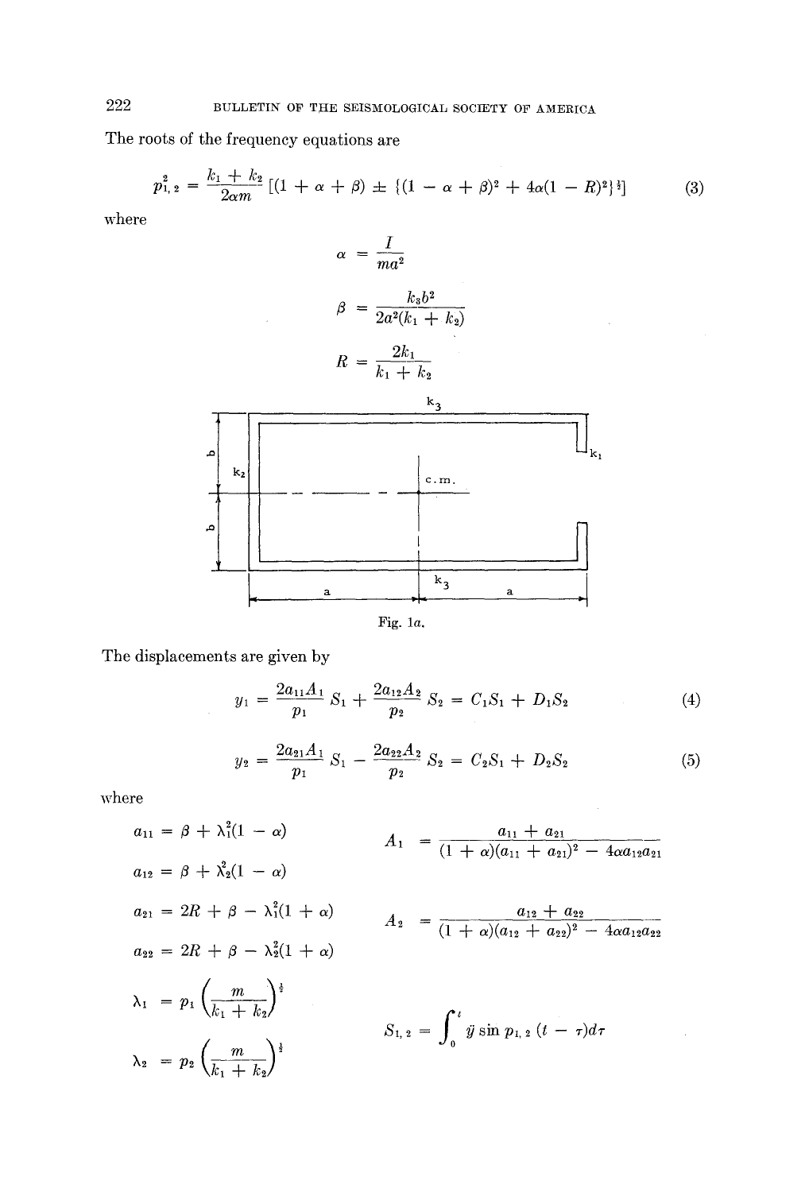The roots of the frequency equations are

$$p_{1,2}^2 = \frac{k_1 + k_2}{2\alpha m}\left[(1 + \alpha + \beta) \pm \{(1 - \alpha + \beta)^2 + 4\alpha(1 - R)^2\}^{\frac{1}{2}}\right] \tag{3}$$

where

$$\alpha = \frac{I}{ma^2}$$

$$\beta = \frac{k_3 b^2}{2a^2(k_1 + k_2)}$$

$$R = \frac{2k_1}{k_1 + k_2}$$

Fig. 1*a*.

The displacements are given by

$$y_1 = \frac{2a_{11}A_1}{p_1} S_1 + \frac{2a_{12}A_2}{p_2} S_2 = C_1 S_1 + D_1 S_2 \tag{4}$$

$$y_2 = \frac{2a_{21}A_1}{p_1} S_1 - \frac{2a_{22}A_2}{p_2} S_2 = C_2 S_1 + D_2 S_2 \tag{5}$$

where

$$a_{11} = \beta + \lambda_1^2(1 - \alpha) \qquad A_1 = \frac{a_{11} + a_{21}}{(1 + \alpha)(a_{11} + a_{21})^2 - 4\alpha a_{12} a_{21}}$$

$$a_{12} = \beta + \lambda_2^2(1 - \alpha)$$

$$a_{21} = 2R + \beta - \lambda_1^2(1 + \alpha) \qquad A_2 = \frac{a_{12} + a_{22}}{(1 + \alpha)(a_{12} + a_{22})^2 - 4\alpha a_{12} a_{22}}$$

$$a_{22} = 2R + \beta - \lambda_2^2(1 + \alpha)$$

$$\lambda_1 = p_1 \left(\frac{m}{k_1 + k_2}\right)^{\frac{1}{2}}$$

$$S_{1,2} = \int_0^t \ddot{y} \sin p_{1,2}(t - \tau) d\tau$$

$$\lambda_2 = p_2 \left(\frac{m}{k_1 + k_2}\right)^{\frac{1}{2}}$$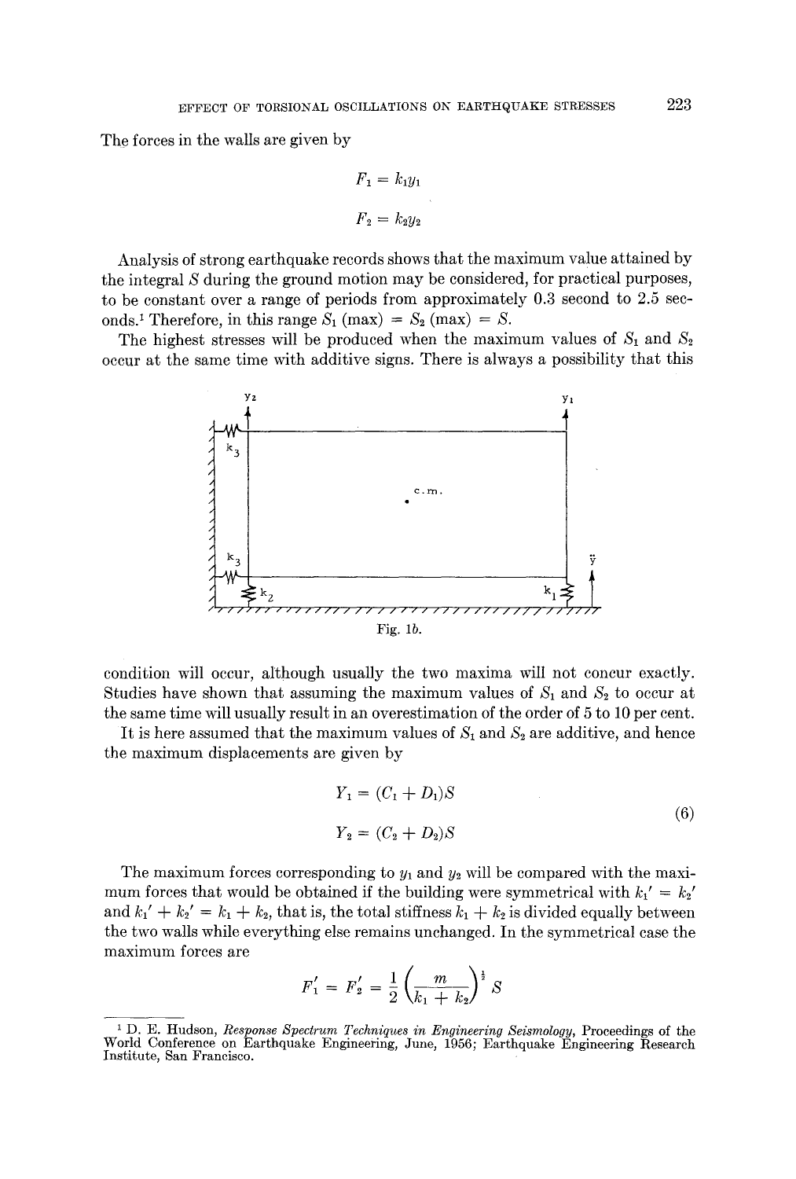The forces in the walls are given by

$$F_1 = k_1 y_1$$

$$F_2 = k_2 y_2$$

Analysis of strong earthquake records shows that the maximum value attained by the integral $S$ during the ground motion may be considered, for practical purposes, to be constant over a range of periods from approximately 0.3 second to 2.5 seconds.[1] Therefore, in this range $S_1$ (max) $= S_2$ (max) $= S$.

The highest stresses will be produced when the maximum values of $S_1$ and $S_2$ occur at the same time with additive signs. There is always a possibility that this condition will occur, although usually the two maxima will not concur exactly. Studies have shown that assuming the maximum values of $S_1$ and $S_2$ to occur at the same time will usually result in an overestimation of the order of 5 to 10 per cent.

Fig. 1b.

It is here assumed that the maximum values of $S_1$ and $S_2$ are additive, and hence the maximum displacements are given by

$$
\begin{aligned}
Y_1 &= (C_1 + D_1)S \\
Y_2 &= (C_2 + D_2)S
\end{aligned}
\tag{6}
$$

The maximum forces corresponding to $y_1$ and $y_2$ will be compared with the maximum forces that would be obtained if the building were symmetrical with $k_1' = k_2'$ and $k_1' + k_2' = k_1 + k_2$, that is, the total stiffness $k_1 + k_2$ is divided equally between the two walls while everything else remains unchanged. In the symmetrical case the maximum forces are

$$F_1' = F_2' = \frac{1}{2}\left(\frac{m}{k_1 + k_2}\right)^{\frac{1}{2}} S$$

---

[1] D. E. Hudson, *Response Spectrum Techniques in Engineering Seismology*, Proceedings of the World Conference on Earthquake Engineering, June, 1956; Earthquake Engineering Research Institute, San Francisco.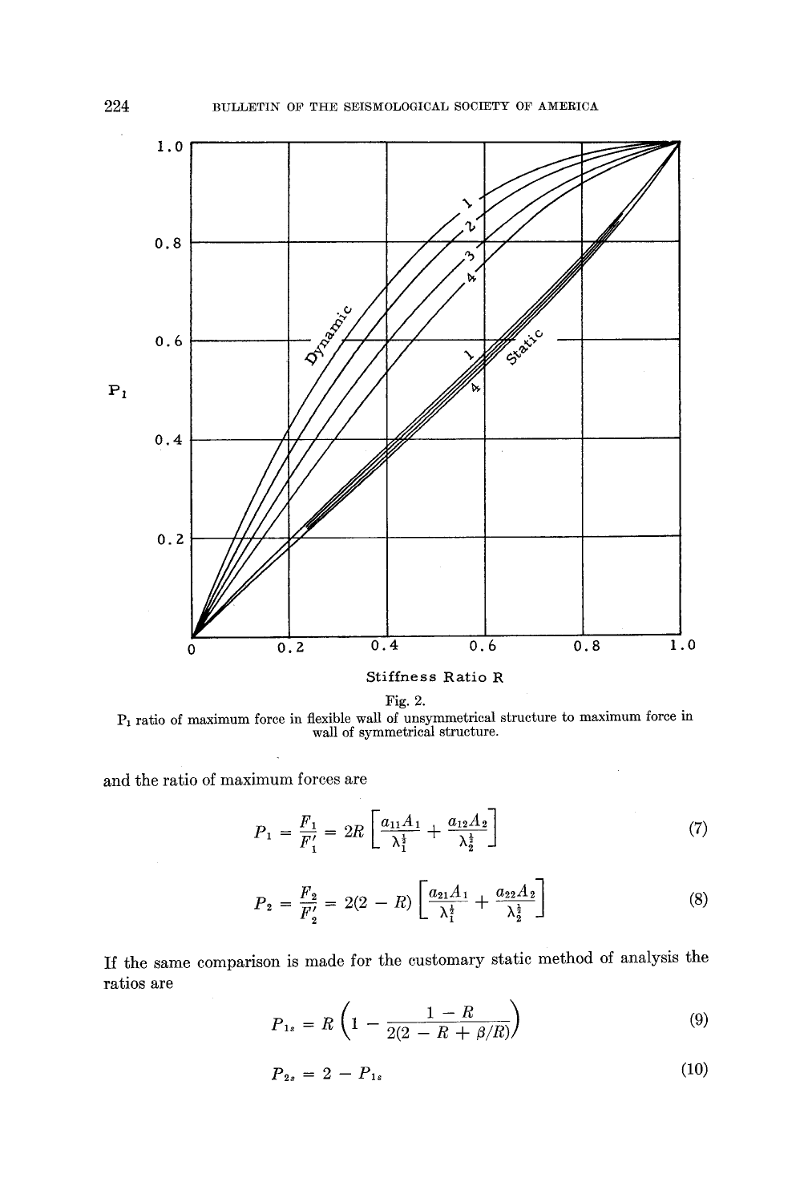Fig. 2.

$P_1$ ratio of maximum force in flexible wall of unsymmetrical structure to maximum force in wall of symmetrical structure.

and the ratio of maximum forces are

$$P_1 = \frac{F_1}{F_1'} = 2R\left[\frac{a_{11}A_1}{\lambda_1^{\frac{1}{2}}} + \frac{a_{12}A_2}{\lambda_2^{\frac{1}{2}}}\right] \tag{7}$$

$$P_2 = \frac{F_2}{F_2'} = 2(2 - R)\left[\frac{a_{21}A_1}{\lambda_1^{\frac{1}{2}}} + \frac{a_{22}A_2}{\lambda_2^{\frac{1}{2}}}\right] \tag{8}$$

If the same comparison is made for the customary static method of analysis the ratios are

$$P_{1s} = R\left(1 - \frac{1 - R}{2(2 - R + \beta/R)}\right) \tag{9}$$

$$P_{2s} = 2 - P_{1s} \tag{10}$$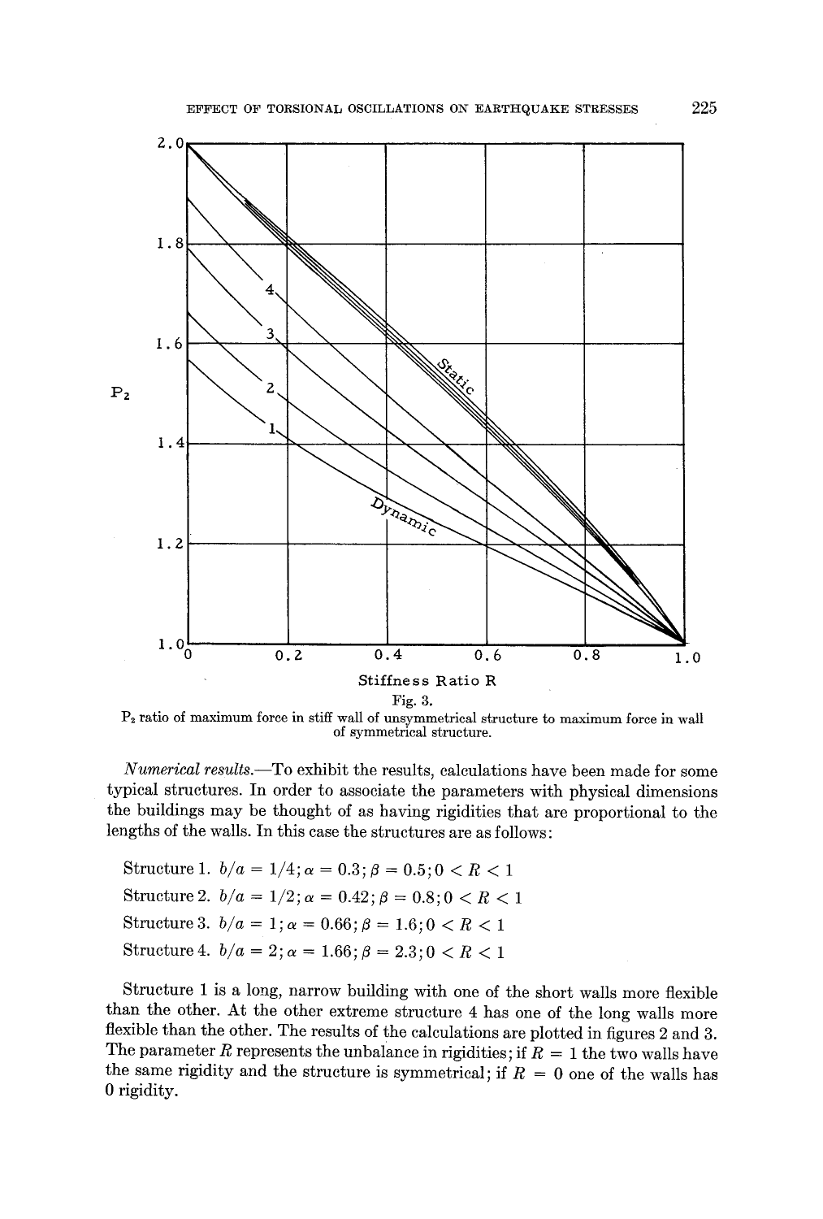Fig. 3.

$P_2$ ratio of maximum force in stiff wall of unsymmetrical structure to maximum force in wall of symmetrical structure.

*Numerical results.*—To exhibit the results, calculations have been made for some typical structures. In order to associate the parameters with physical dimensions the buildings may be thought of as having rigidities that are proportional to the lengths of the walls. In this case the structures are as follows:

Structure 1. $b/a = 1/4; \alpha = 0.3; \beta = 0.5; 0 < R < 1$

Structure 2. $b/a = 1/2; \alpha = 0.42; \beta = 0.8; 0 < R < 1$

Structure 3. $b/a = 1; \alpha = 0.66; \beta = 1.6; 0 < R < 1$

Structure 4. $b/a = 2; \alpha = 1.66; \beta = 2.3; 0 < R < 1$

Structure 1 is a long, narrow building with one of the short walls more flexible than the other. At the other extreme structure 4 has one of the long walls more flexible than the other. The results of the calculations are plotted in figures 2 and 3. The parameter $R$ represents the unbalance in rigidities; if $R = 1$ the two walls have the same rigidity and the structure is symmetrical; if $R = 0$ one of the walls has 0 rigidity.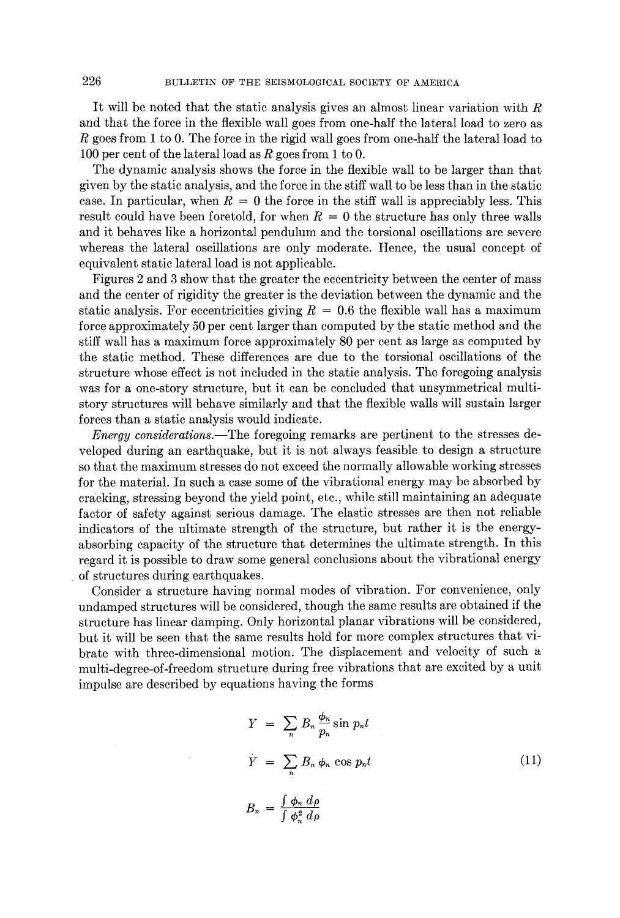It will be noted that the static analysis gives an almost linear variation with $R$ and that the force in the flexible wall goes from one-half the lateral load to zero as $R$ goes from 1 to 0. The force in the rigid wall goes from one-half the lateral load to 100 per cent of the lateral load as $R$ goes from 1 to 0.

The dynamic analysis shows the force in the flexible wall to be larger than that given by the static analysis, and the force in the stiff wall to be less than in the static case. In particular, when $R = 0$ the force in the stiff wall is appreciably less. This result could have been foretold, for when $R = 0$ the structure has only three walls and it behaves like a horizontal pendulum and the torsional oscillations are severe whereas the lateral oscillations are only moderate. Hence, the usual concept of equivalent static lateral load is not applicable.

Figures 2 and 3 show that the greater the eccentricity between the center of mass and the center of rigidity the greater is the deviation between the dynamic and the static analysis. For eccentricities giving $R = 0.6$ the flexible wall has a maximum force approximately 50 per cent larger than computed by the static method and the stiff wall has a maximum force approximately 80 per cent as large as computed by the static method. These differences are due to the torsional oscillations of the structure whose effect is not included in the static analysis. The foregoing analysis was for a one-story structure, but it can be concluded that unsymmetrical multistory structures will behave similarly and that the flexible walls will sustain larger forces than a static analysis would indicate.

*Energy considerations.*—The foregoing remarks are pertinent to the stresses developed during an earthquake, but it is not always feasible to design a structure so that the maximum stresses do not exceed the normally allowable working stresses for the material. In such a case some of the vibrational energy may be absorbed by cracking, stressing beyond the yield point, etc., while still maintaining an adequate factor of safety against serious damage. The elastic stresses are then not reliable indicators of the ultimate strength of the structure, but rather it is the energy-absorbing capacity of the structure that determines the ultimate strength. In this regard it is possible to draw some general conclusions about the vibrational energy of structures during earthquakes.

Consider a structure having normal modes of vibration. For convenience, only undamped structures will be considered, though the same results are obtained if the structure has linear damping. Only horizontal planar vibrations will be considered, but it will be seen that the same results hold for more complex structures that vibrate with three-dimensional motion. The displacement and velocity of such a multi-degree-of-freedom structure during free vibrations that are excited by a unit impulse are described by equations having the forms

$$
\begin{aligned}
Y &= \sum_n B_n \frac{\phi_n}{p_n} \sin p_n t \\
\dot{Y} &= \sum_n B_n \phi_n \cos p_n t \\
B_n &= \frac{\int \phi_n \, d\rho}{\int \phi_n^2 \, d\rho}
\end{aligned}
\tag{11}
$$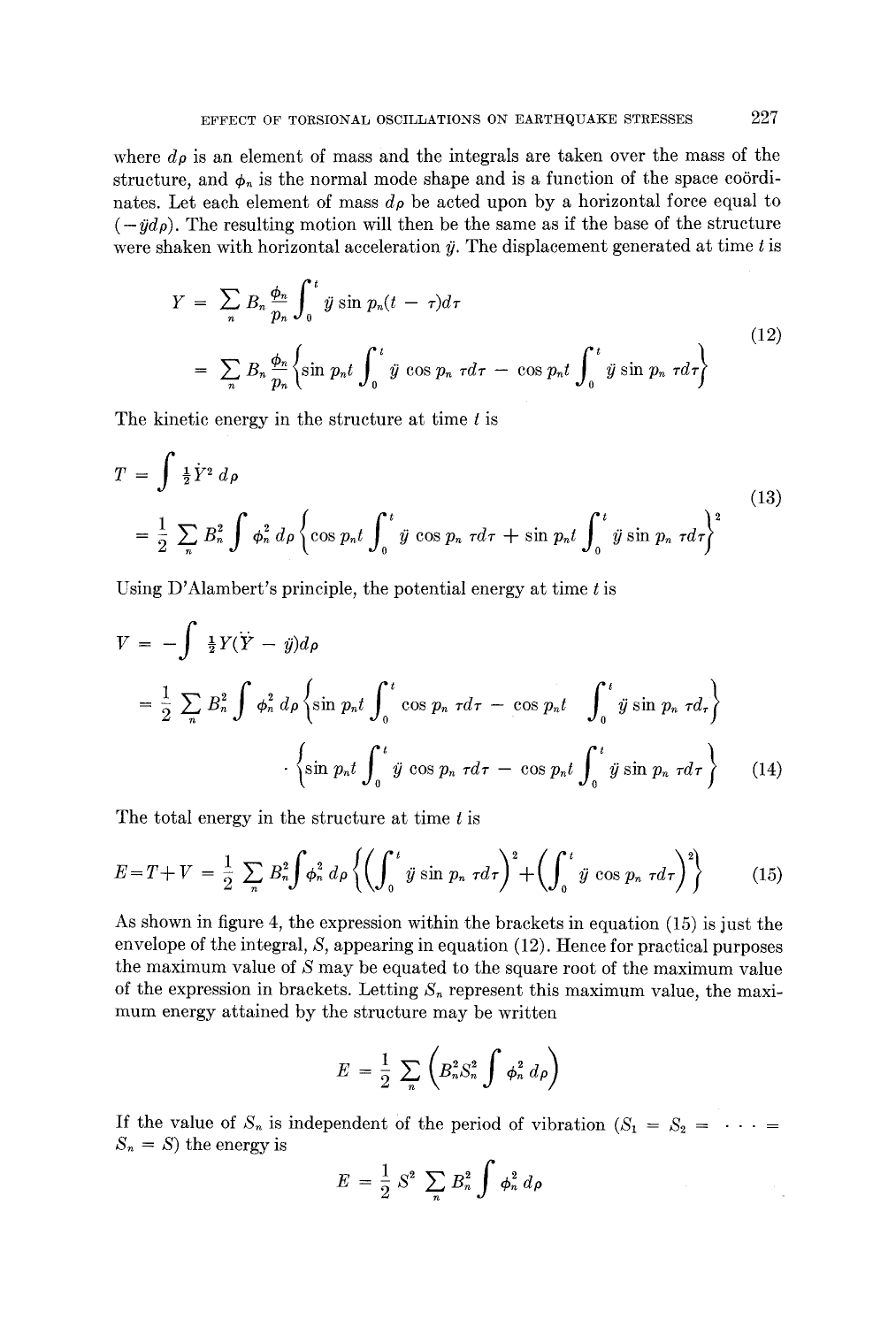where $d\rho$ is an element of mass and the integrals are taken over the mass of the structure, and $\phi_n$ is the normal mode shape and is a function of the space coördinates. Let each element of mass $d\rho$ be acted upon by a horizontal force equal to $(-\ddot{y}d\rho)$. The resulting motion will then be the same as if the base of the structure were shaken with horizontal acceleration $\ddot{y}$. The displacement generated at time $t$ is

$$
\begin{aligned}
Y &= \sum_n B_n \frac{\phi_n}{p_n} \int_0^t \ddot{y} \sin p_n(t - \tau) d\tau \\
&= \sum_n B_n \frac{\phi_n}{p_n} \left\{ \sin p_n t \int_0^t \ddot{y} \cos p_n \tau d\tau - \cos p_n t \int_0^t \ddot{y} \sin p_n \tau d\tau \right\}
\end{aligned}
\tag{12}
$$

The kinetic energy in the structure at time $t$ is

$$
\begin{aligned}
T &= \int \tfrac{1}{2} \dot{Y}^2 \, d\rho \\
&= \frac{1}{2} \sum_n B_n^2 \int \phi_n^2 \, d\rho \left\{ \cos p_n t \int_0^t \ddot{y} \cos p_n \tau d\tau + \sin p_n t \int_0^t \ddot{y} \sin p_n \tau d\tau \right\}^2
\end{aligned}
\tag{13}
$$

Using D'Alambert's principle, the potential energy at time $t$ is

$$
\begin{aligned}
V &= -\int \tfrac{1}{2} Y(\ddot{Y} - \ddot{y}) d\rho \\
&= \frac{1}{2} \sum_n B_n^2 \int \phi_n^2 \, d\rho \left\{ \sin p_n t \int_0^t \cos p_n \tau d\tau - \cos p_n t \int_0^t \ddot{y} \sin p_n \tau d_\tau \right\} \\
&\quad \cdot \left\{ \sin p_n t \int_0^t \ddot{y} \cos p_n \tau d\tau - \cos p_n t \int_0^t \ddot{y} \sin p_n \tau d\tau \right\}
\end{aligned}
\tag{14}
$$

The total energy in the structure at time $t$ is

$$
E = T + V = \frac{1}{2} \sum_n B_n^2 \int \phi_n^2 \, d\rho \left\{ \left( \int_0^t \ddot{y} \sin p_n \tau d\tau \right)^2 + \left( \int_0^t \ddot{y} \cos p_n \tau d\tau \right)^2 \right\}
\tag{15}
$$

As shown in figure 4, the expression within the brackets in equation (15) is just the envelope of the integral, $S$, appearing in equation (12). Hence for practical purposes the maximum value of $S$ may be equated to the square root of the maximum value of the expression in brackets. Letting $S_n$ represent this maximum value, the maximum energy attained by the structure may be written

$$
E = \frac{1}{2} \sum_n \left( B_n^2 S_n^2 \int \phi_n^2 \, d\rho \right)
$$

If the value of $S_n$ is independent of the period of vibration ($S_1 = S_2 = \cdots = S_n = S$) the energy is

$$
E = \frac{1}{2} S^2 \sum_n B_n^2 \int \phi_n^2 \, d\rho
$$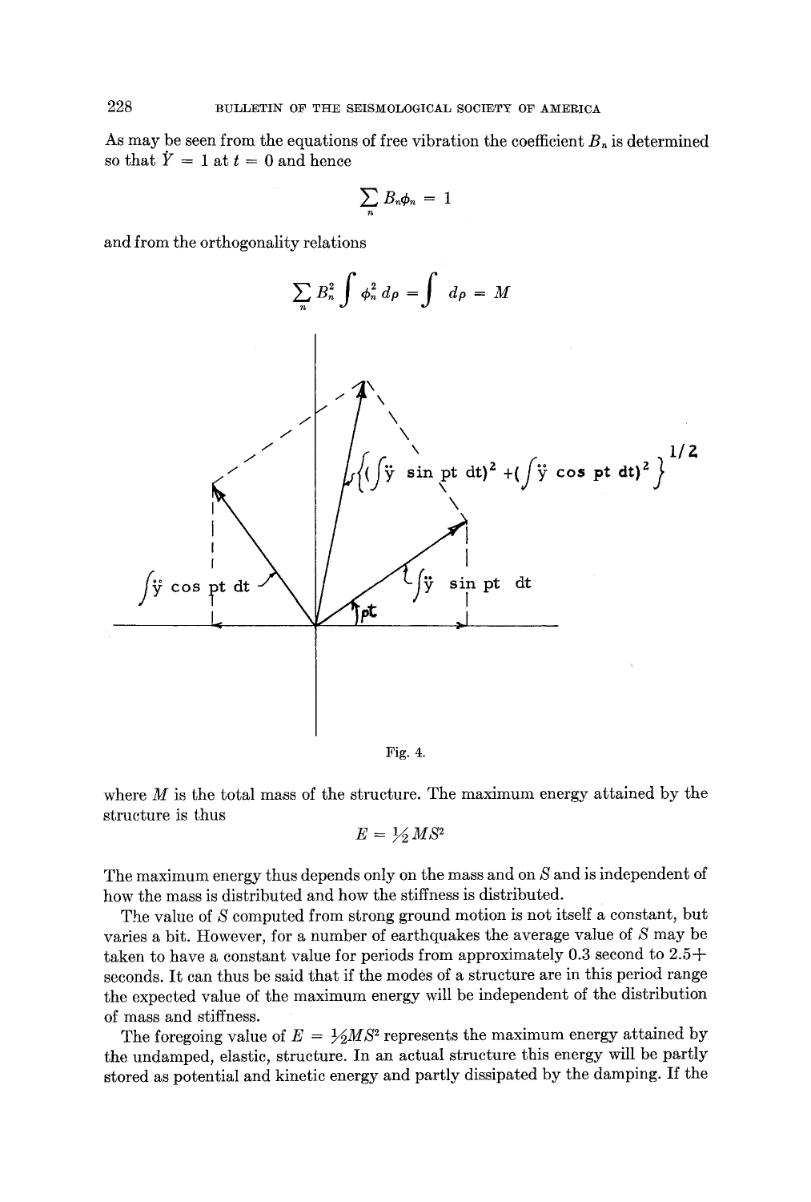As may be seen from the equations of free vibration the coefficient $B_n$ is determined so that $\dot{Y} = 1$ at $t = 0$ and hence

$$\sum_n B_n \phi_n = 1$$

and from the orthogonality relations

$$\sum_n B_n^2 \int \phi_n^2 \, d\rho = \int d\rho = M$$

Fig. 4.

where $M$ is the total mass of the structure. The maximum energy attained by the structure is thus

$$E = \tfrac{1}{2} M S^2$$

The maximum energy thus depends only on the mass and on $S$ and is independent of how the mass is distributed and how the stiffness is distributed.

The value of $S$ computed from strong ground motion is not itself a constant, but varies a bit. However, for a number of earthquakes the average value of $S$ may be taken to have a constant value for periods from approximately 0.3 second to 2.5+ seconds. It can thus be said that if the modes of a structure are in this period range the expected value of the maximum energy will be independent of the distribution of mass and stiffness.

The foregoing value of $E = \tfrac{1}{2} M S^2$ represents the maximum energy attained by the undamped, elastic, structure. In an actual structure this energy will be partly stored as potential and kinetic energy and partly dissipated by the damping. If the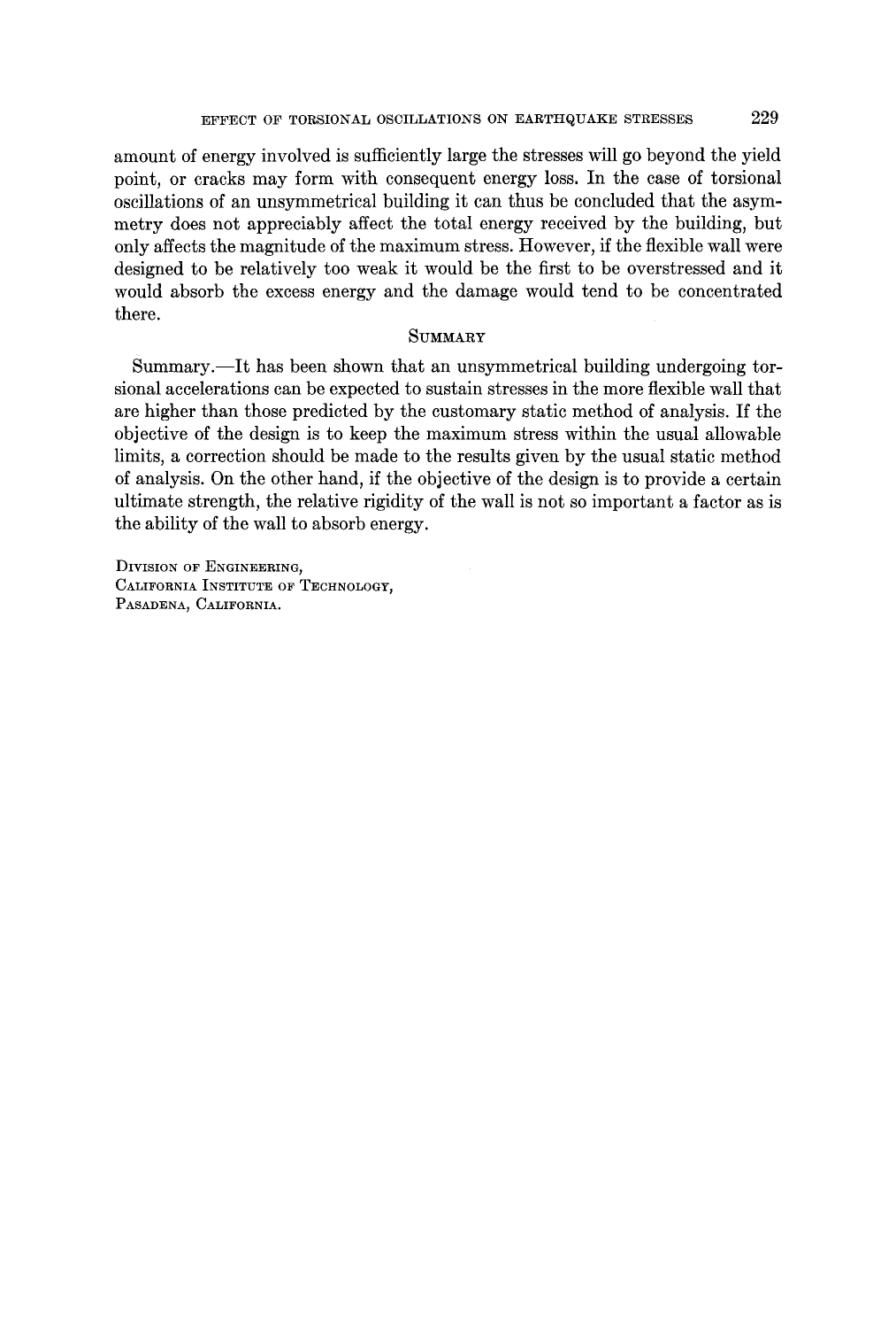amount of energy involved is sufficiently large the stresses will go beyond the yield point, or cracks may form with consequent energy loss. In the case of torsional oscillations of an unsymmetrical building it can thus be concluded that the asymmetry does not appreciably affect the total energy received by the building, but only affects the magnitude of the maximum stress. However, if the flexible wall were designed to be relatively too weak it would be the first to be overstressed and it would absorb the excess energy and the damage would tend to be concentrated there.

## Summary

Summary.—It has been shown that an unsymmetrical building undergoing torsional accelerations can be expected to sustain stresses in the more flexible wall that are higher than those predicted by the customary static method of analysis. If the objective of the design is to keep the maximum stress within the usual allowable limits, a correction should be made to the results given by the usual static method of analysis. On the other hand, if the objective of the design is to provide a certain ultimate strength, the relative rigidity of the wall is not so important a factor as is the ability of the wall to absorb energy.

Division of Engineering,
California Institute of Technology,
Pasadena, California.